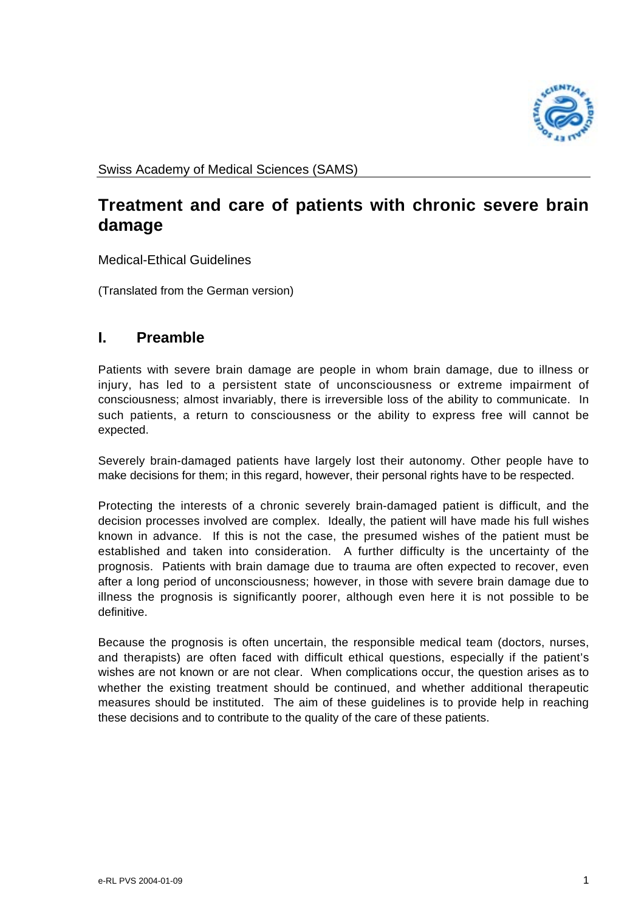Swiss Academy of Medical Sciences (SAMS)

# Treatment and care of patients with chronic severe brain damage

Medical-Ethical Guidelines

(Translated from the German version)

## I. Preamble

Patients with severe brain damage are people in whom brain damage, due to illness or injury, has led to a persistent state of unconsciousness or extreme impairment of consciousness; almost invariably, there is irreversible loss of the ability to communicate. In such patients, a return to consciousness or the ability to express free will cannot be expected.

Severely brain-damaged patients have largely lost their autonomy. Other people have to make decisions for them; in this regard, however, their personal rights have to be respected.

Protecting the interests of a chronic severely brain-damaged patient is difficult, and the decision processes involved are complex. Ideally, the patient will have made his full wishes known in advance. If this is not the case, the presumed wishes of the patient must be established and taken into consideration. A further difficulty is the uncertainty of the prognosis. Patients with brain damage due to trauma are often expected to recover, even after a long period of unconsciousness; however, in those with severe brain damage due to illness the prognosis is significantly poorer, although even here it is not possible to be definitive.

Because the prognosis is often uncertain, the responsible medical team (doctors, nurses, and therapists) are often faced with difficult ethical questions, especially if the patient's wishes are not known or are not clear. When complications occur, the question arises as to whether the existing treatment should be continued, and whether additional therapeutic measures should be instituted. The aim of these guidelines is to provide help in reaching these decisions and to contribute to the quality of the care of these patients.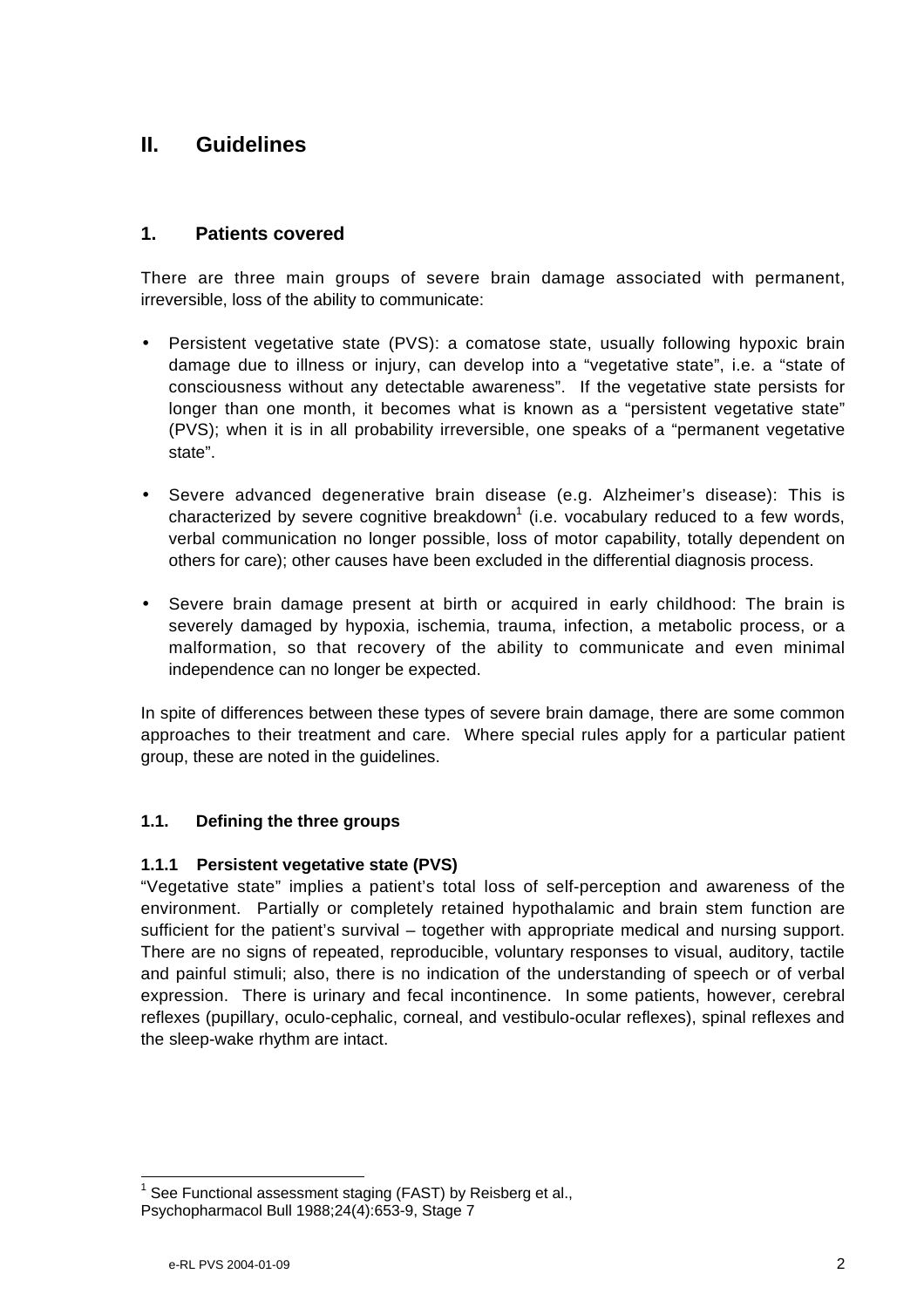## II. Guidelines

### 1. Patients covered

There are three main groups of severe brain damage associated with permanent, irreversible, loss of the ability to communicate:

- Persistent vegetative state (PVS): a comatose state, usually following hypoxic brain damage due to illness or injury, can develop into a "vegetative state", i.e. a "state of consciousness without any detectable awareness". If the vegetative state persists for longer than one month, it becomes what is known as a "persistent vegetative state" (PVS); when it is in all probability irreversible, one speaks of a "permanent vegetative state".
- Severe advanced degenerative brain disease (e.g. Alzheimer's disease): This is characterized by severe cognitive breakdown[1] (i.e. vocabulary reduced to a few words, verbal communication no longer possible, loss of motor capability, totally dependent on others for care); other causes have been excluded in the differential diagnosis process.
- Severe brain damage present at birth or acquired in early childhood: The brain is severely damaged by hypoxia, ischemia, trauma, infection, a metabolic process, or a malformation, so that recovery of the ability to communicate and even minimal independence can no longer be expected.

In spite of differences between these types of severe brain damage, there are some common approaches to their treatment and care. Where special rules apply for a particular patient group, these are noted in the guidelines.

#### 1.1. Defining the three groups

**1.1.1 Persistent vegetative state (PVS)**

"Vegetative state" implies a patient's total loss of self-perception and awareness of the environment. Partially or completely retained hypothalamic and brain stem function are sufficient for the patient's survival – together with appropriate medical and nursing support. There are no signs of repeated, reproducible, voluntary responses to visual, auditory, tactile and painful stimuli; also, there is no indication of the understanding of speech or of verbal expression. There is urinary and fecal incontinence. In some patients, however, cerebral reflexes (pupillary, oculo-cephalic, corneal, and vestibulo-ocular reflexes), spinal reflexes and the sleep-wake rhythm are intact.

---

[1] See Functional assessment staging (FAST) by Reisberg et al., Psychopharmacol Bull 1988;24(4):653-9, Stage 7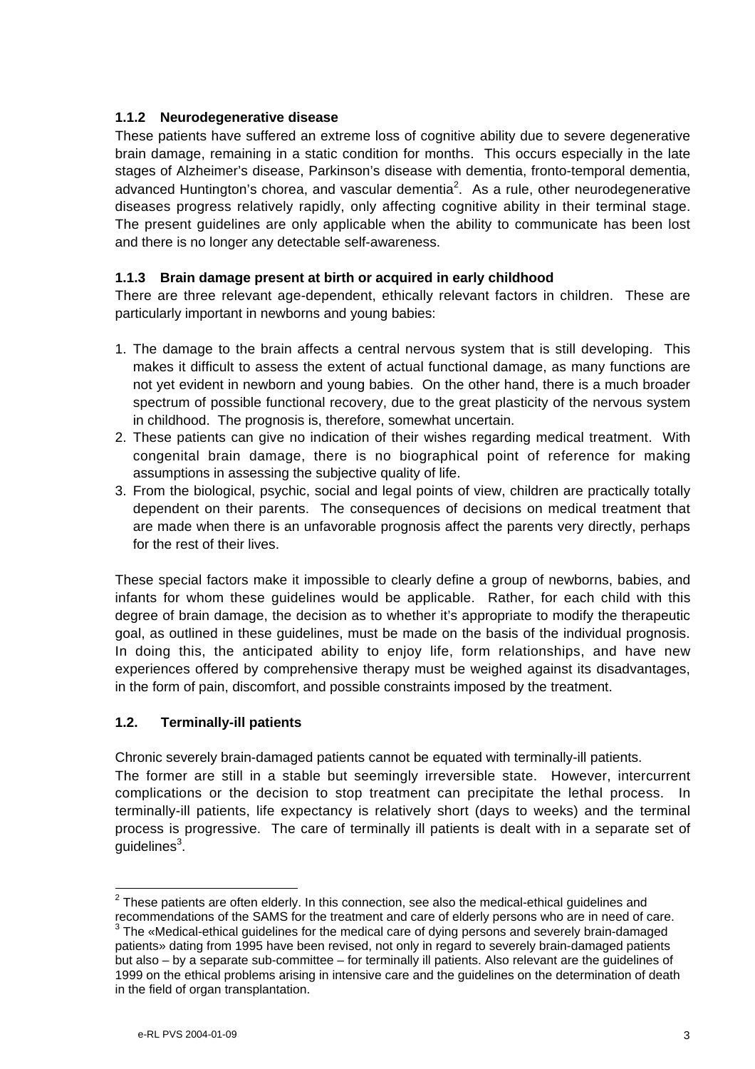### 1.1.2 Neurodegenerative disease

These patients have suffered an extreme loss of cognitive ability due to severe degenerative brain damage, remaining in a static condition for months. This occurs especially in the late stages of Alzheimer's disease, Parkinson's disease with dementia, fronto-temporal dementia, advanced Huntington's chorea, and vascular dementia[2]. As a rule, other neurodegenerative diseases progress relatively rapidly, only affecting cognitive ability in their terminal stage. The present guidelines are only applicable when the ability to communicate has been lost and there is no longer any detectable self-awareness.

### 1.1.3 Brain damage present at birth or acquired in early childhood

There are three relevant age-dependent, ethically relevant factors in children. These are particularly important in newborns and young babies:

1. The damage to the brain affects a central nervous system that is still developing. This makes it difficult to assess the extent of actual functional damage, as many functions are not yet evident in newborn and young babies. On the other hand, there is a much broader spectrum of possible functional recovery, due to the great plasticity of the nervous system in childhood. The prognosis is, therefore, somewhat uncertain.
2. These patients can give no indication of their wishes regarding medical treatment. With congenital brain damage, there is no biographical point of reference for making assumptions in assessing the subjective quality of life.
3. From the biological, psychic, social and legal points of view, children are practically totally dependent on their parents. The consequences of decisions on medical treatment that are made when there is an unfavorable prognosis affect the parents very directly, perhaps for the rest of their lives.

These special factors make it impossible to clearly define a group of newborns, babies, and infants for whom these guidelines would be applicable. Rather, for each child with this degree of brain damage, the decision as to whether it's appropriate to modify the therapeutic goal, as outlined in these guidelines, must be made on the basis of the individual prognosis. In doing this, the anticipated ability to enjoy life, form relationships, and have new experiences offered by comprehensive therapy must be weighed against its disadvantages, in the form of pain, discomfort, and possible constraints imposed by the treatment.

### 1.2. Terminally-ill patients

Chronic severely brain-damaged patients cannot be equated with terminally-ill patients.
The former are still in a stable but seemingly irreversible state. However, intercurrent complications or the decision to stop treatment can precipitate the lethal process. In terminally-ill patients, life expectancy is relatively short (days to weeks) and the terminal process is progressive. The care of terminally ill patients is dealt with in a separate set of guidelines[3].

---

[2] These patients are often elderly. In this connection, see also the medical-ethical guidelines and recommendations of the SAMS for the treatment and care of elderly persons who are in need of care.

[3] The «Medical-ethical guidelines for the medical care of dying persons and severely brain-damaged patients» dating from 1995 have been revised, not only in regard to severely brain-damaged patients but also – by a separate sub-committee – for terminally ill patients. Also relevant are the guidelines of 1999 on the ethical problems arising in intensive care and the guidelines on the determination of death in the field of organ transplantation.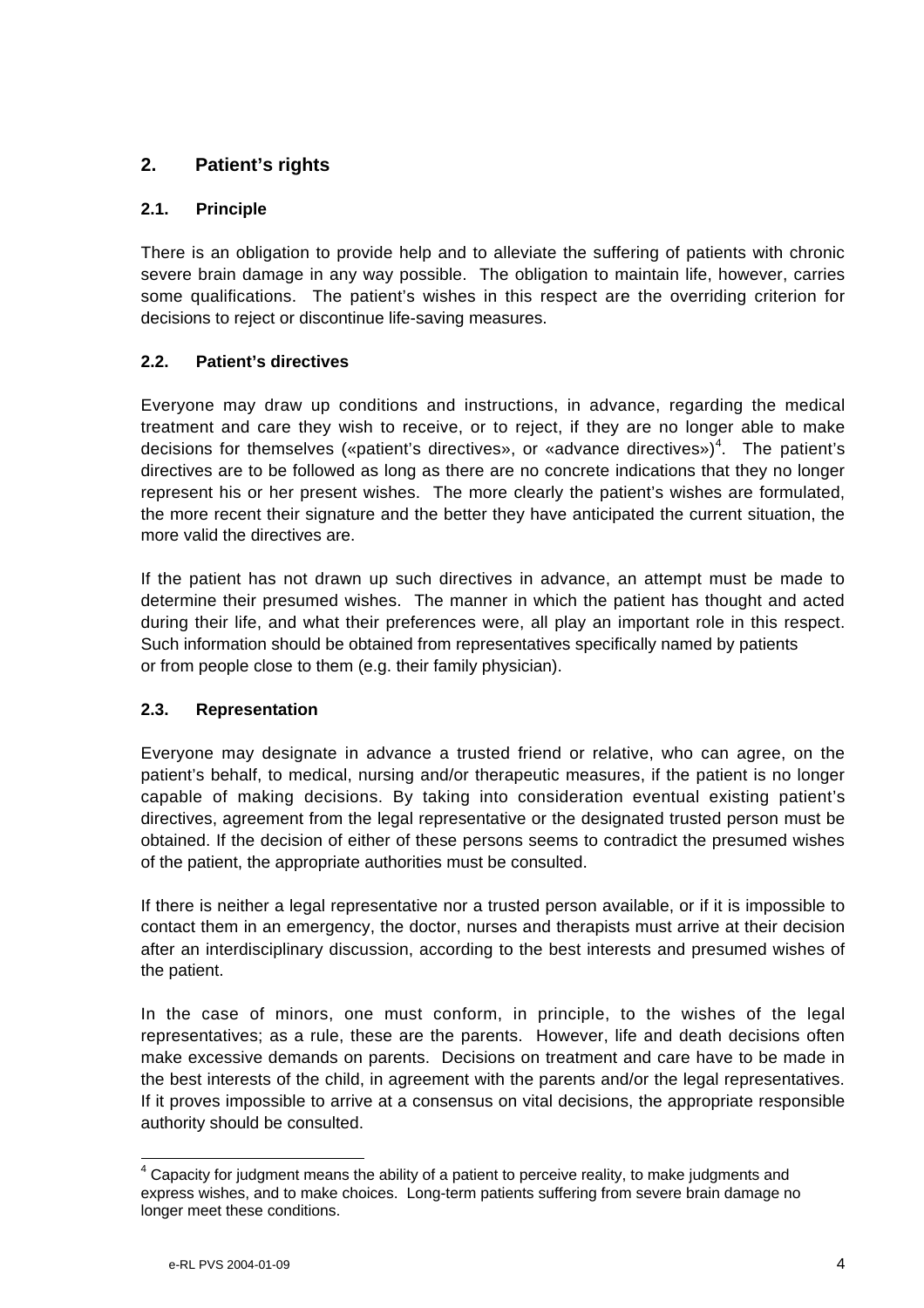## 2. Patient's rights

### 2.1. Principle

There is an obligation to provide help and to alleviate the suffering of patients with chronic severe brain damage in any way possible. The obligation to maintain life, however, carries some qualifications. The patient's wishes in this respect are the overriding criterion for decisions to reject or discontinue life-saving measures.

### 2.2. Patient's directives

Everyone may draw up conditions and instructions, in advance, regarding the medical treatment and care they wish to receive, or to reject, if they are no longer able to make decisions for themselves («patient's directives», or «advance directives»)[4]. The patient's directives are to be followed as long as there are no concrete indications that they no longer represent his or her present wishes. The more clearly the patient's wishes are formulated, the more recent their signature and the better they have anticipated the current situation, the more valid the directives are.

If the patient has not drawn up such directives in advance, an attempt must be made to determine their presumed wishes. The manner in which the patient has thought and acted during their life, and what their preferences were, all play an important role in this respect. Such information should be obtained from representatives specifically named by patients or from people close to them (e.g. their family physician).

### 2.3. Representation

Everyone may designate in advance a trusted friend or relative, who can agree, on the patient's behalf, to medical, nursing and/or therapeutic measures, if the patient is no longer capable of making decisions. By taking into consideration eventual existing patient's directives, agreement from the legal representative or the designated trusted person must be obtained. If the decision of either of these persons seems to contradict the presumed wishes of the patient, the appropriate authorities must be consulted.

If there is neither a legal representative nor a trusted person available, or if it is impossible to contact them in an emergency, the doctor, nurses and therapists must arrive at their decision after an interdisciplinary discussion, according to the best interests and presumed wishes of the patient.

In the case of minors, one must conform, in principle, to the wishes of the legal representatives; as a rule, these are the parents. However, life and death decisions often make excessive demands on parents. Decisions on treatment and care have to be made in the best interests of the child, in agreement with the parents and/or the legal representatives. If it proves impossible to arrive at a consensus on vital decisions, the appropriate responsible authority should be consulted.

---

[4] Capacity for judgment means the ability of a patient to perceive reality, to make judgments and express wishes, and to make choices. Long-term patients suffering from severe brain damage no longer meet these conditions.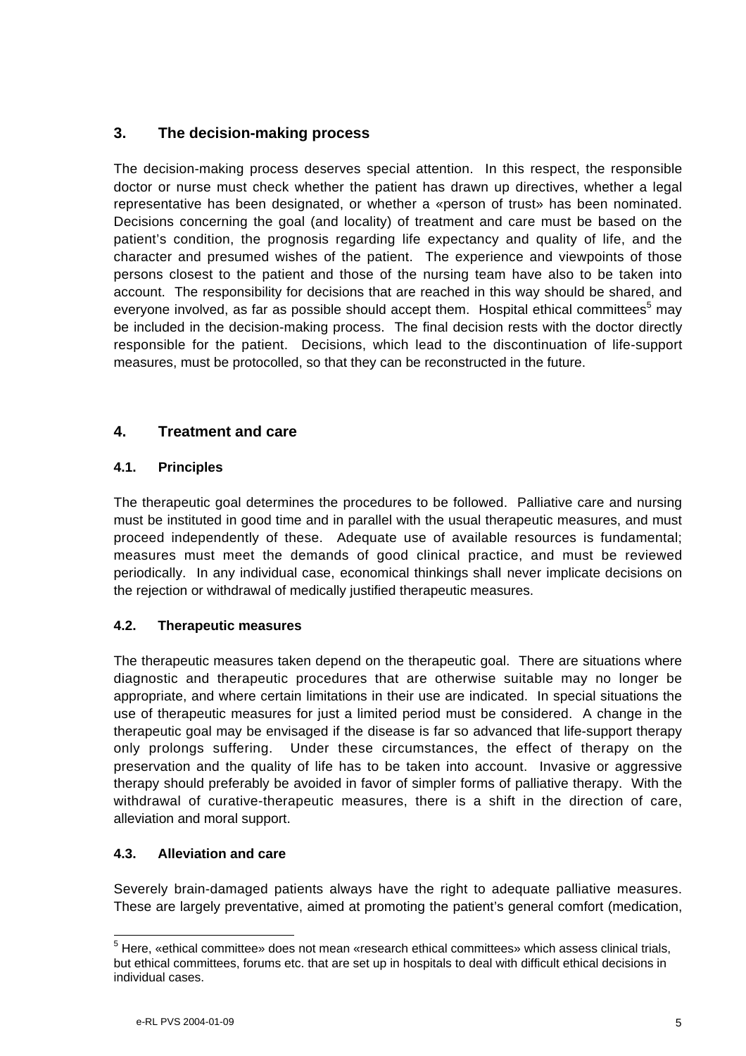## 3. The decision-making process

The decision-making process deserves special attention. In this respect, the responsible doctor or nurse must check whether the patient has drawn up directives, whether a legal representative has been designated, or whether a «person of trust» has been nominated. Decisions concerning the goal (and locality) of treatment and care must be based on the patient's condition, the prognosis regarding life expectancy and quality of life, and the character and presumed wishes of the patient. The experience and viewpoints of those persons closest to the patient and those of the nursing team have also to be taken into account. The responsibility for decisions that are reached in this way should be shared, and everyone involved, as far as possible should accept them. Hospital ethical committees[5] may be included in the decision-making process. The final decision rests with the doctor directly responsible for the patient. Decisions, which lead to the discontinuation of life-support measures, must be protocolled, so that they can be reconstructed in the future.

## 4. Treatment and care

### 4.1. Principles

The therapeutic goal determines the procedures to be followed. Palliative care and nursing must be instituted in good time and in parallel with the usual therapeutic measures, and must proceed independently of these. Adequate use of available resources is fundamental; measures must meet the demands of good clinical practice, and must be reviewed periodically. In any individual case, economical thinkings shall never implicate decisions on the rejection or withdrawal of medically justified therapeutic measures.

### 4.2. Therapeutic measures

The therapeutic measures taken depend on the therapeutic goal. There are situations where diagnostic and therapeutic procedures that are otherwise suitable may no longer be appropriate, and where certain limitations in their use are indicated. In special situations the use of therapeutic measures for just a limited period must be considered. A change in the therapeutic goal may be envisaged if the disease is far so advanced that life-support therapy only prolongs suffering. Under these circumstances, the effect of therapy on the preservation and the quality of life has to be taken into account. Invasive or aggressive therapy should preferably be avoided in favor of simpler forms of palliative therapy. With the withdrawal of curative-therapeutic measures, there is a shift in the direction of care, alleviation and moral support.

### 4.3. Alleviation and care

Severely brain-damaged patients always have the right to adequate palliative measures. These are largely preventative, aimed at promoting the patient's general comfort (medication,

---

[5] Here, «ethical committee» does not mean «research ethical committees» which assess clinical trials, but ethical committees, forums etc. that are set up in hospitals to deal with difficult ethical decisions in individual cases.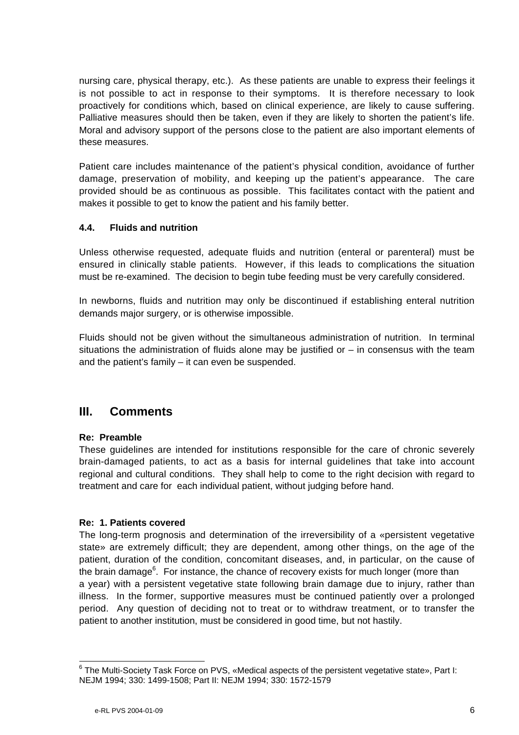nursing care, physical therapy, etc.). As these patients are unable to express their feelings it is not possible to act in response to their symptoms. It is therefore necessary to look proactively for conditions which, based on clinical experience, are likely to cause suffering. Palliative measures should then be taken, even if they are likely to shorten the patient's life. Moral and advisory support of the persons close to the patient are also important elements of these measures.

Patient care includes maintenance of the patient's physical condition, avoidance of further damage, preservation of mobility, and keeping up the patient's appearance. The care provided should be as continuous as possible. This facilitates contact with the patient and makes it possible to get to know the patient and his family better.

### 4.4. Fluids and nutrition

Unless otherwise requested, adequate fluids and nutrition (enteral or parenteral) must be ensured in clinically stable patients. However, if this leads to complications the situation must be re-examined. The decision to begin tube feeding must be very carefully considered.

In newborns, fluids and nutrition may only be discontinued if establishing enteral nutrition demands major surgery, or is otherwise impossible.

Fluids should not be given without the simultaneous administration of nutrition. In terminal situations the administration of fluids alone may be justified or – in consensus with the team and the patient's family – it can even be suspended.

## III. Comments

**Re: Preamble**

These guidelines are intended for institutions responsible for the care of chronic severely brain-damaged patients, to act as a basis for internal guidelines that take into account regional and cultural conditions. They shall help to come to the right decision with regard to treatment and care for each individual patient, without judging before hand.

**Re: 1. Patients covered**

The long-term prognosis and determination of the irreversibility of a «persistent vegetative state» are extremely difficult; they are dependent, among other things, on the age of the patient, duration of the condition, concomitant diseases, and, in particular, on the cause of the brain damage[6]. For instance, the chance of recovery exists for much longer (more than a year) with a persistent vegetative state following brain damage due to injury, rather than illness. In the former, supportive measures must be continued patiently over a prolonged period. Any question of deciding not to treat or to withdraw treatment, or to transfer the patient to another institution, must be considered in good time, but not hastily.

[6] The Multi-Society Task Force on PVS, «Medical aspects of the persistent vegetative state», Part I: NEJM 1994; 330: 1499-1508; Part II: NEJM 1994; 330: 1572-1579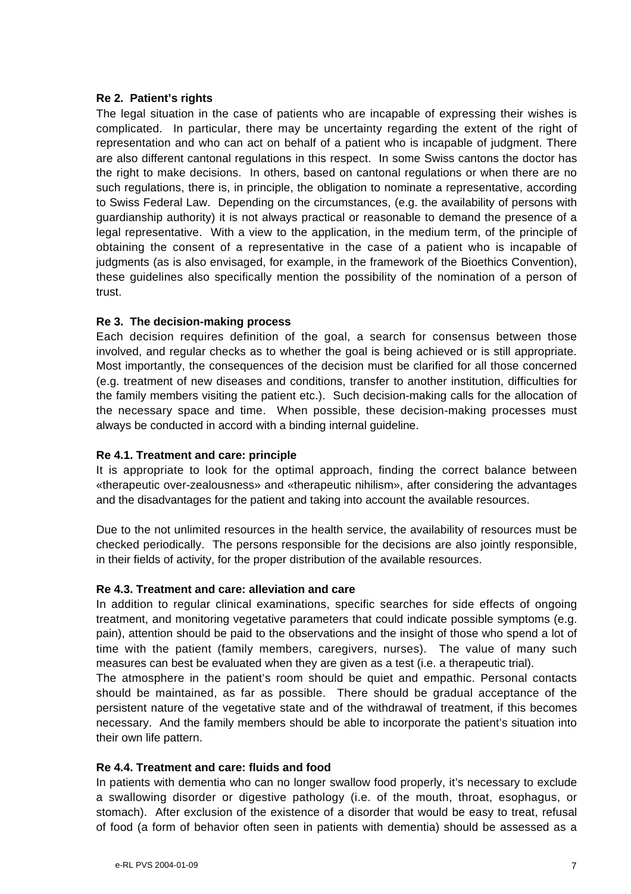**Re 2. Patient's rights**

The legal situation in the case of patients who are incapable of expressing their wishes is complicated. In particular, there may be uncertainty regarding the extent of the right of representation and who can act on behalf of a patient who is incapable of judgment. There are also different cantonal regulations in this respect. In some Swiss cantons the doctor has the right to make decisions. In others, based on cantonal regulations or when there are no such regulations, there is, in principle, the obligation to nominate a representative, according to Swiss Federal Law. Depending on the circumstances, (e.g. the availability of persons with guardianship authority) it is not always practical or reasonable to demand the presence of a legal representative. With a view to the application, in the medium term, of the principle of obtaining the consent of a representative in the case of a patient who is incapable of judgments (as is also envisaged, for example, in the framework of the Bioethics Convention), these guidelines also specifically mention the possibility of the nomination of a person of trust.

**Re 3. The decision-making process**

Each decision requires definition of the goal, a search for consensus between those involved, and regular checks as to whether the goal is being achieved or is still appropriate. Most importantly, the consequences of the decision must be clarified for all those concerned (e.g. treatment of new diseases and conditions, transfer to another institution, difficulties for the family members visiting the patient etc.). Such decision-making calls for the allocation of the necessary space and time. When possible, these decision-making processes must always be conducted in accord with a binding internal guideline.

**Re 4.1. Treatment and care: principle**

It is appropriate to look for the optimal approach, finding the correct balance between «therapeutic over-zealousness» and «therapeutic nihilism», after considering the advantages and the disadvantages for the patient and taking into account the available resources.

Due to the not unlimited resources in the health service, the availability of resources must be checked periodically. The persons responsible for the decisions are also jointly responsible, in their fields of activity, for the proper distribution of the available resources.

**Re 4.3. Treatment and care: alleviation and care**

In addition to regular clinical examinations, specific searches for side effects of ongoing treatment, and monitoring vegetative parameters that could indicate possible symptoms (e.g. pain), attention should be paid to the observations and the insight of those who spend a lot of time with the patient (family members, caregivers, nurses). The value of many such measures can best be evaluated when they are given as a test (i.e. a therapeutic trial).

The atmosphere in the patient's room should be quiet and empathic. Personal contacts should be maintained, as far as possible. There should be gradual acceptance of the persistent nature of the vegetative state and of the withdrawal of treatment, if this becomes necessary. And the family members should be able to incorporate the patient's situation into their own life pattern.

**Re 4.4. Treatment and care: fluids and food**

In patients with dementia who can no longer swallow food properly, it's necessary to exclude a swallowing disorder or digestive pathology (i.e. of the mouth, throat, esophagus, or stomach). After exclusion of the existence of a disorder that would be easy to treat, refusal of food (a form of behavior often seen in patients with dementia) should be assessed as a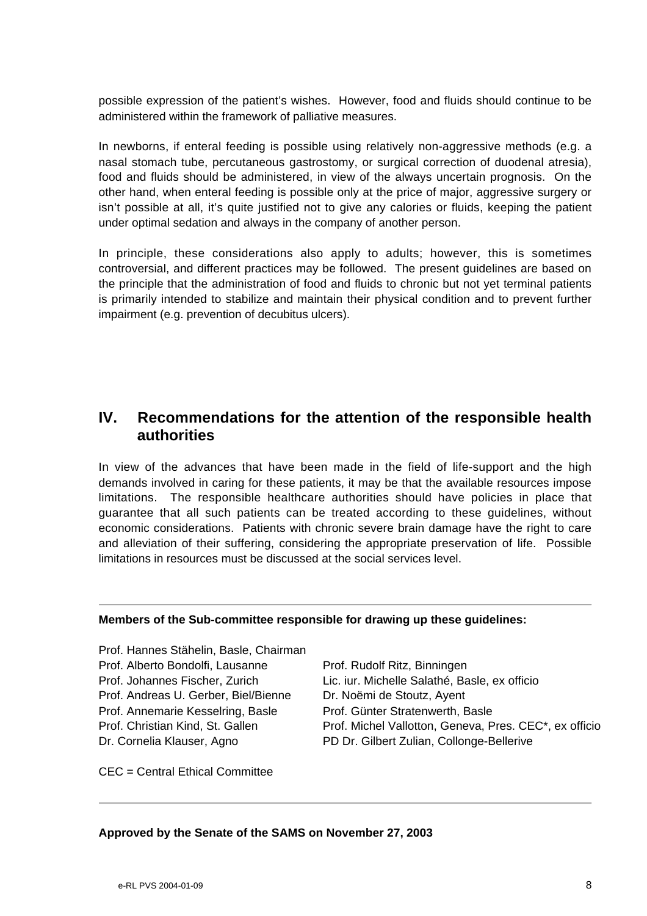possible expression of the patient's wishes. However, food and fluids should continue to be administered within the framework of palliative measures.

In newborns, if enteral feeding is possible using relatively non-aggressive methods (e.g. a nasal stomach tube, percutaneous gastrostomy, or surgical correction of duodenal atresia), food and fluids should be administered, in view of the always uncertain prognosis. On the other hand, when enteral feeding is possible only at the price of major, aggressive surgery or isn't possible at all, it's quite justified not to give any calories or fluids, keeping the patient under optimal sedation and always in the company of another person.

In principle, these considerations also apply to adults; however, this is sometimes controversial, and different practices may be followed. The present guidelines are based on the principle that the administration of food and fluids to chronic but not yet terminal patients is primarily intended to stabilize and maintain their physical condition and to prevent further impairment (e.g. prevention of decubitus ulcers).

## IV. Recommendations for the attention of the responsible health authorities

In view of the advances that have been made in the field of life-support and the high demands involved in caring for these patients, it may be that the available resources impose limitations. The responsible healthcare authorities should have policies in place that guarantee that all such patients can be treated according to these guidelines, without economic considerations. Patients with chronic severe brain damage have the right to care and alleviation of their suffering, considering the appropriate preservation of life. Possible limitations in resources must be discussed at the social services level.

---

**Members of the Sub-committee responsible for drawing up these guidelines:**

Prof. Hannes Stähelin, Basle, Chairman
Prof. Alberto Bondolfi, Lausanne
Prof. Johannes Fischer, Zurich
Prof. Andreas U. Gerber, Biel/Bienne
Prof. Annemarie Kesselring, Basle
Prof. Christian Kind, St. Gallen
Dr. Cornelia Klauser, Agno
Prof. Rudolf Ritz, Binningen
Lic. iur. Michelle Salathé, Basle, ex officio
Dr. Noëmi de Stoutz, Ayent
Prof. Günter Stratenwerth, Basle
Prof. Michel Vallotton, Geneva, Pres. CEC*, ex officio
PD Dr. Gilbert Zulian, Collonge-Bellerive

CEC = Central Ethical Committee

---

**Approved by the Senate of the SAMS on November 27, 2003**

e-RL PVS 2004-01-09